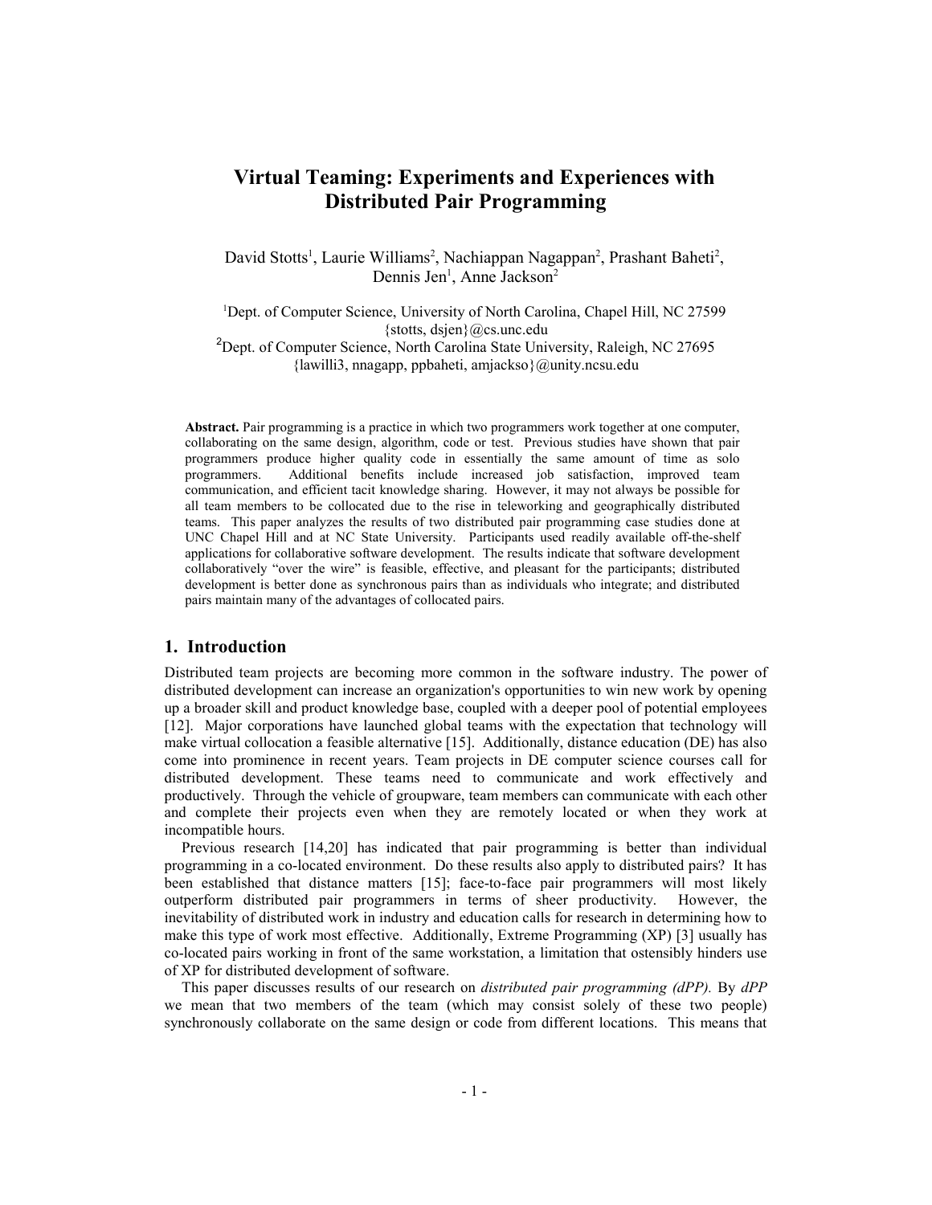# Virtual Teaming: Experiments and Experiences with Distributed Pair Programming

David Stotts[1], Laurie Williams[2], Nachiappan Nagappan[2], Prashant Baheti[2], Dennis Jen[1], Anne Jackson[2]

[1]Dept. of Computer Science, University of North Carolina, Chapel Hill, NC 27599
{stotts, dsjen}@cs.unc.edu
[2]Dept. of Computer Science, North Carolina State University, Raleigh, NC 27695
{lawilli3, nnagapp, ppbaheti, amjackso}@unity.ncsu.edu

**Abstract.** Pair programming is a practice in which two programmers work together at one computer, collaborating on the same design, algorithm, code or test. Previous studies have shown that pair programmers produce higher quality code in essentially the same amount of time as solo programmers. Additional benefits include increased job satisfaction, improved team communication, and efficient tacit knowledge sharing. However, it may not always be possible for all team members to be collocated due to the rise in teleworking and geographically distributed teams. This paper analyzes the results of two distributed pair programming case studies done at UNC Chapel Hill and at NC State University. Participants used readily available off-the-shelf applications for collaborative software development. The results indicate that software development collaboratively "over the wire" is feasible, effective, and pleasant for the participants; distributed development is better done as synchronous pairs than as individuals who integrate; and distributed pairs maintain many of the advantages of collocated pairs.

## 1. Introduction

Distributed team projects are becoming more common in the software industry. The power of distributed development can increase an organization's opportunities to win new work by opening up a broader skill and product knowledge base, coupled with a deeper pool of potential employees [12]. Major corporations have launched global teams with the expectation that technology will make virtual collocation a feasible alternative [15]. Additionally, distance education (DE) has also come into prominence in recent years. Team projects in DE computer science courses call for distributed development. These teams need to communicate and work effectively and productively. Through the vehicle of groupware, team members can communicate with each other and complete their projects even when they are remotely located or when they work at incompatible hours.

Previous research [14,20] has indicated that pair programming is better than individual programming in a co-located environment. Do these results also apply to distributed pairs? It has been established that distance matters [15]; face-to-face pair programmers will most likely outperform distributed pair programmers in terms of sheer productivity. However, the inevitability of distributed work in industry and education calls for research in determining how to make this type of work most effective. Additionally, Extreme Programming (XP) [3] usually has co-located pairs working in front of the same workstation, a limitation that ostensibly hinders use of XP for distributed development of software.

This paper discusses results of our research on *distributed pair programming (dPP).* By *dPP* we mean that two members of the team (which may consist solely of these two people) synchronously collaborate on the same design or code from different locations. This means that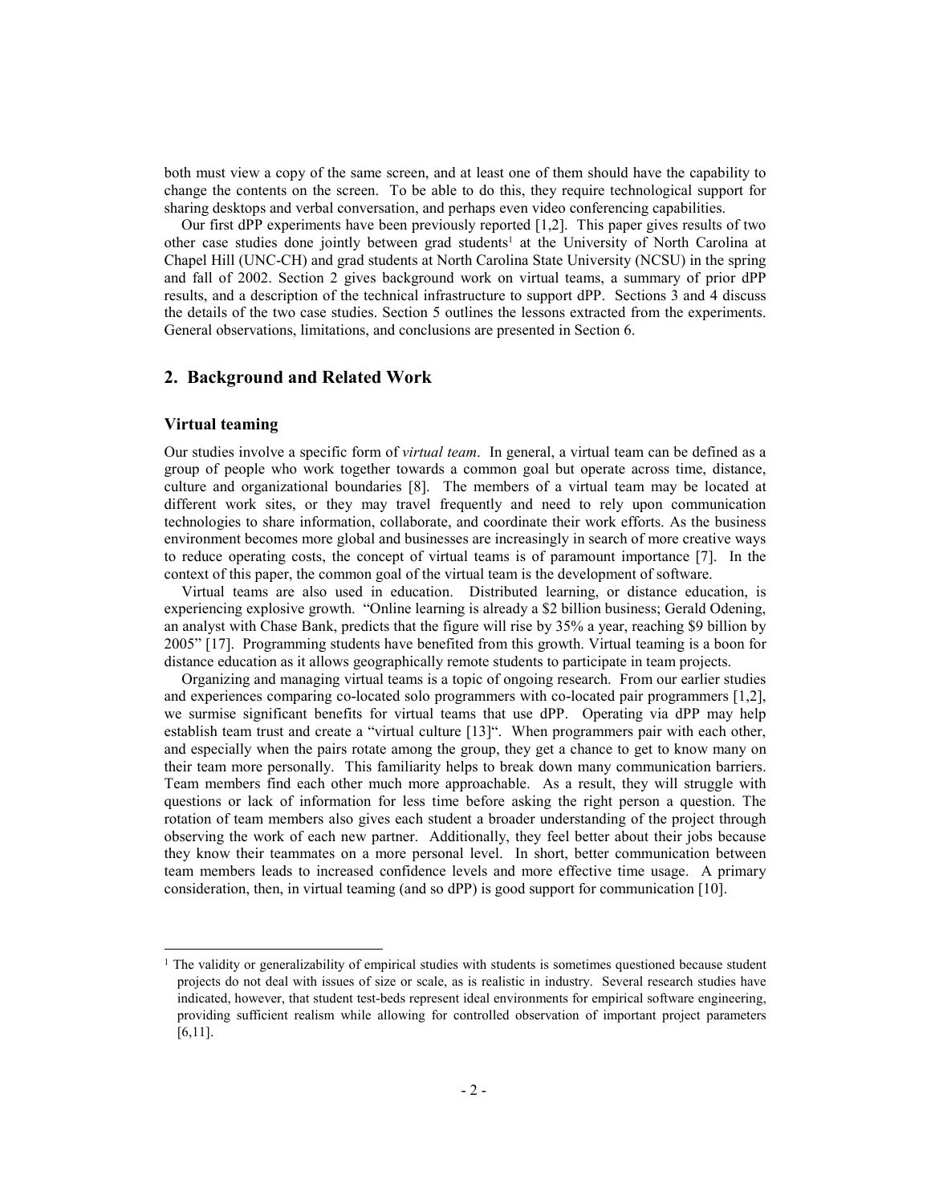both must view a copy of the same screen, and at least one of them should have the capability to change the contents on the screen. To be able to do this, they require technological support for sharing desktops and verbal conversation, and perhaps even video conferencing capabilities.

Our first dPP experiments have been previously reported [1,2]. This paper gives results of two other case studies done jointly between grad students[1] at the University of North Carolina at Chapel Hill (UNC-CH) and grad students at North Carolina State University (NCSU) in the spring and fall of 2002. Section 2 gives background work on virtual teams, a summary of prior dPP results, and a description of the technical infrastructure to support dPP. Sections 3 and 4 discuss the details of the two case studies. Section 5 outlines the lessons extracted from the experiments. General observations, limitations, and conclusions are presented in Section 6.

## 2. Background and Related Work

### Virtual teaming

Our studies involve a specific form of *virtual team*. In general, a virtual team can be defined as a group of people who work together towards a common goal but operate across time, distance, culture and organizational boundaries [8]. The members of a virtual team may be located at different work sites, or they may travel frequently and need to rely upon communication technologies to share information, collaborate, and coordinate their work efforts. As the business environment becomes more global and businesses are increasingly in search of more creative ways to reduce operating costs, the concept of virtual teams is of paramount importance [7]. In the context of this paper, the common goal of the virtual team is the development of software.

Virtual teams are also used in education. Distributed learning, or distance education, is experiencing explosive growth. "Online learning is already a $2 billion business; Gerald Odening, an analyst with Chase Bank, predicts that the figure will rise by 35% a year, reaching $9 billion by 2005" [17]. Programming students have benefited from this growth. Virtual teaming is a boon for distance education as it allows geographically remote students to participate in team projects.

Organizing and managing virtual teams is a topic of ongoing research. From our earlier studies and experiences comparing co-located solo programmers with co-located pair programmers [1,2], we surmise significant benefits for virtual teams that use dPP. Operating via dPP may help establish team trust and create a "virtual culture [13]". When programmers pair with each other, and especially when the pairs rotate among the group, they get a chance to get to know many on their team more personally. This familiarity helps to break down many communication barriers. Team members find each other much more approachable. As a result, they will struggle with questions or lack of information for less time before asking the right person a question. The rotation of team members also gives each student a broader understanding of the project through observing the work of each new partner. Additionally, they feel better about their jobs because they know their teammates on a more personal level. In short, better communication between team members leads to increased confidence levels and more effective time usage. A primary consideration, then, in virtual teaming (and so dPP) is good support for communication [10].

---

[1] The validity or generalizability of empirical studies with students is sometimes questioned because student projects do not deal with issues of size or scale, as is realistic in industry. Several research studies have indicated, however, that student test-beds represent ideal environments for empirical software engineering, providing sufficient realism while allowing for controlled observation of important project parameters [6,11].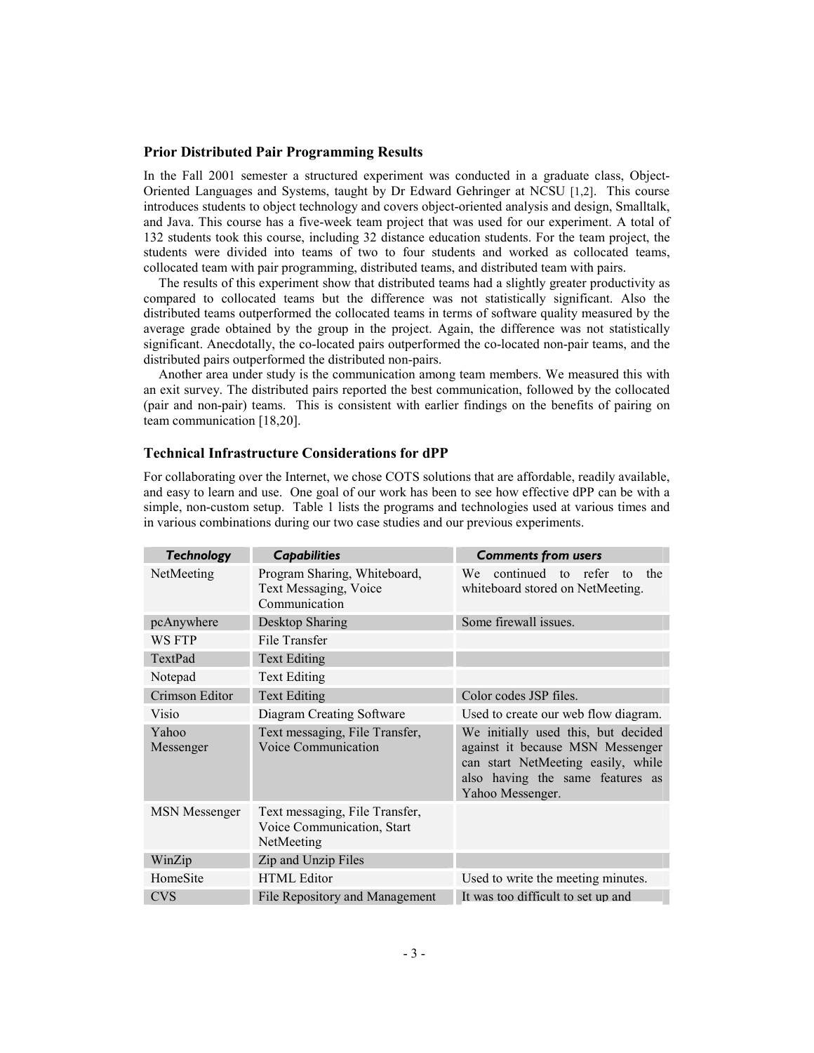## Prior Distributed Pair Programming Results

In the Fall 2001 semester a structured experiment was conducted in a graduate class, Object-Oriented Languages and Systems, taught by Dr Edward Gehringer at NCSU [1,2]. This course introduces students to object technology and covers object-oriented analysis and design, Smalltalk, and Java. This course has a five-week team project that was used for our experiment. A total of 132 students took this course, including 32 distance education students. For the team project, the students were divided into teams of two to four students and worked as collocated teams, collocated team with pair programming, distributed teams, and distributed team with pairs.

The results of this experiment show that distributed teams had a slightly greater productivity as compared to collocated teams but the difference was not statistically significant. Also the distributed teams outperformed the collocated teams in terms of software quality measured by the average grade obtained by the group in the project. Again, the difference was not statistically significant. Anecdotally, the co-located pairs outperformed the co-located non-pair teams, and the distributed pairs outperformed the distributed non-pairs.

Another area under study is the communication among team members. We measured this with an exit survey. The distributed pairs reported the best communication, followed by the collocated (pair and non-pair) teams. This is consistent with earlier findings on the benefits of pairing on team communication [18,20].

## Technical Infrastructure Considerations for dPP

For collaborating over the Internet, we chose COTS solutions that are affordable, readily available, and easy to learn and use. One goal of our work has been to see how effective dPP can be with a simple, non-custom setup. Table 1 lists the programs and technologies used at various times and in various combinations during our two case studies and our previous experiments.

| *Technology* | *Capabilities* | *Comments from users* |
| --- | --- | --- |
| NetMeeting | Program Sharing, Whiteboard, Text Messaging, Voice Communication | We continued to refer to the whiteboard stored on NetMeeting. |
| pcAnywhere | Desktop Sharing | Some firewall issues. |
| WS FTP | File Transfer | |
| TextPad | Text Editing | |
| Notepad | Text Editing | |
| Crimson Editor | Text Editing | Color codes JSP files. |
| Visio | Diagram Creating Software | Used to create our web flow diagram. |
| Yahoo Messenger | Text messaging, File Transfer, Voice Communication | We initially used this, but decided against it because MSN Messenger can start NetMeeting easily, while also having the same features as Yahoo Messenger. |
| MSN Messenger | Text messaging, File Transfer, Voice Communication, Start NetMeeting | |
| WinZip | Zip and Unzip Files | |
| HomeSite | HTML Editor | Used to write the meeting minutes. |
| CVS | File Repository and Management | It was too difficult to set up and |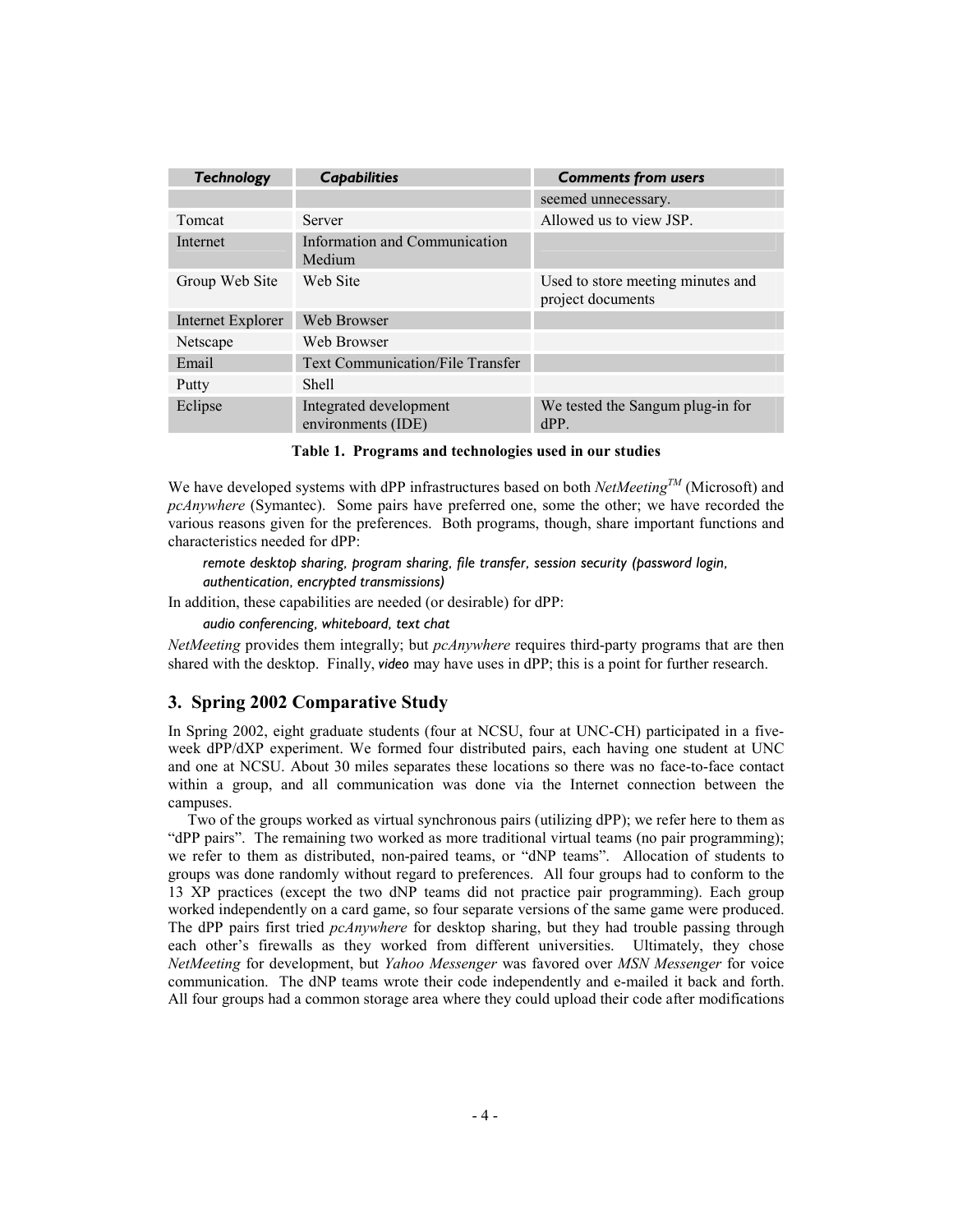| *Technology* | *Capabilities* | *Comments from users* |
|---|---|---|
| | | seemed unnecessary. |
| Tomcat | Server | Allowed us to view JSP. |
| Internet | Information and Communication Medium | |
| Group Web Site | Web Site | Used to store meeting minutes and project documents |
| Internet Explorer | Web Browser | |
| Netscape | Web Browser | |
| Email | Text Communication/File Transfer | |
| Putty | Shell | |
| Eclipse | Integrated development environments (IDE) | We tested the Sangum plug-in for dPP. |

**Table 1. Programs and technologies used in our studies**

We have developed systems with dPP infrastructures based on both *NetMeeting™* (Microsoft) and *pcAnywhere* (Symantec). Some pairs have preferred one, some the other; we have recorded the various reasons given for the preferences. Both programs, though, share important functions and characteristics needed for dPP:

*remote desktop sharing, program sharing, file transfer, session security (password login, authentication, encrypted transmissions)*

In addition, these capabilities are needed (or desirable) for dPP:

*audio conferencing, whiteboard, text chat*

*NetMeeting* provides them integrally; but *pcAnywhere* requires third-party programs that are then shared with the desktop. Finally, ***video*** may have uses in dPP; this is a point for further research.

## 3. Spring 2002 Comparative Study

In Spring 2002, eight graduate students (four at NCSU, four at UNC-CH) participated in a five-week dPP/dXP experiment. We formed four distributed pairs, each having one student at UNC and one at NCSU. About 30 miles separates these locations so there was no face-to-face contact within a group, and all communication was done via the Internet connection between the campuses.

Two of the groups worked as virtual synchronous pairs (utilizing dPP); we refer here to them as "dPP pairs". The remaining two worked as more traditional virtual teams (no pair programming); we refer to them as distributed, non-paired teams, or "dNP teams". Allocation of students to groups was done randomly without regard to preferences. All four groups had to conform to the 13 XP practices (except the two dNP teams did not practice pair programming). Each group worked independently on a card game, so four separate versions of the same game were produced. The dPP pairs first tried *pcAnywhere* for desktop sharing, but they had trouble passing through each other's firewalls as they worked from different universities. Ultimately, they chose *NetMeeting* for development, but *Yahoo Messenger* was favored over *MSN Messenger* for voice communication. The dNP teams wrote their code independently and e-mailed it back and forth. All four groups had a common storage area where they could upload their code after modifications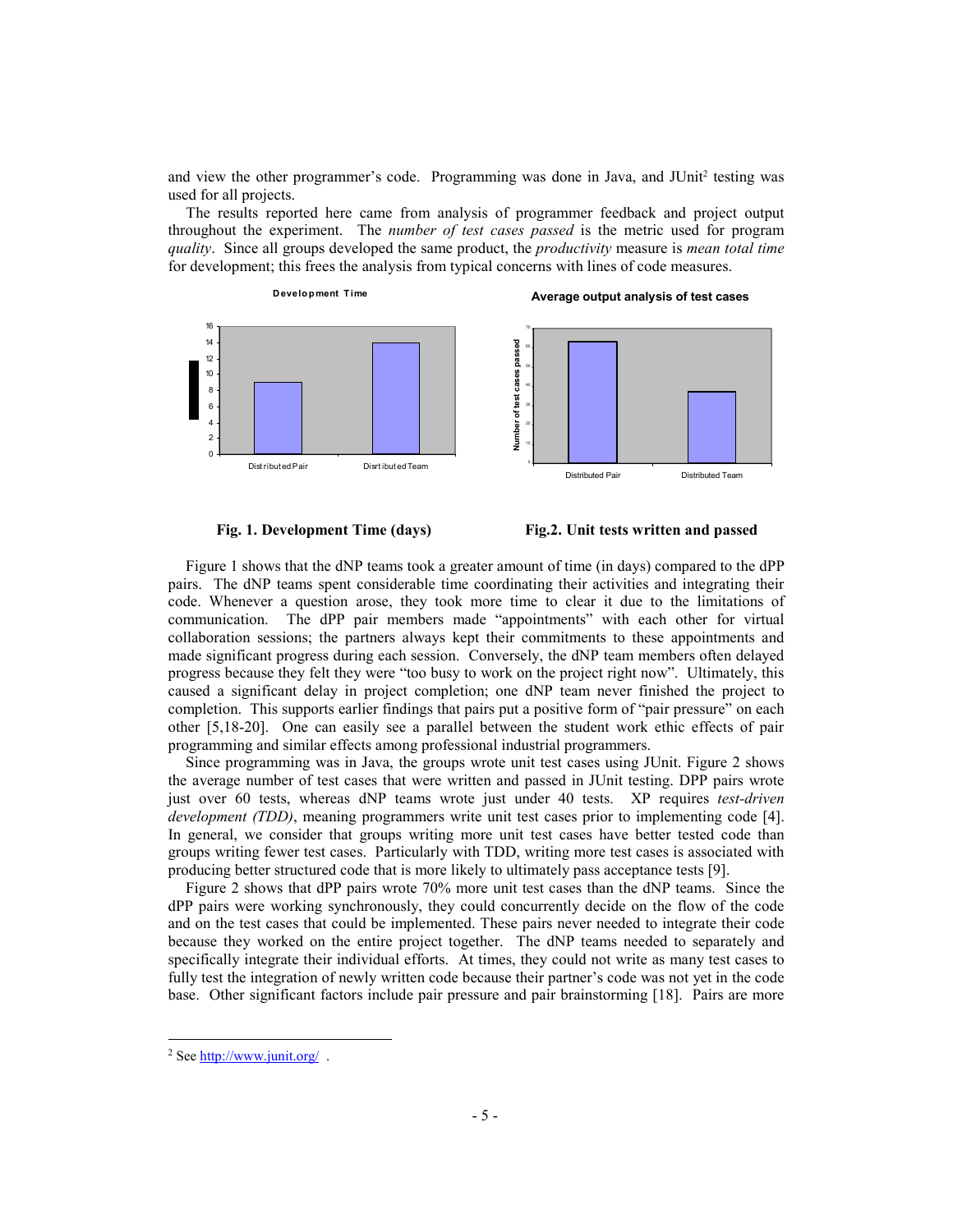and view the other programmer's code. Programming was done in Java, and JUnit[2] testing was used for all projects.

The results reported here came from analysis of programmer feedback and project output throughout the experiment. The *number of test cases passed* is the metric used for program *quality*. Since all groups developed the same product, the *productivity* measure is *mean total time* for development; this frees the analysis from typical concerns with lines of code measures.

**Fig. 1. Development Time (days)**

**Fig.2. Unit tests written and passed**

Figure 1 shows that the dNP teams took a greater amount of time (in days) compared to the dPP pairs. The dNP teams spent considerable time coordinating their activities and integrating their code. Whenever a question arose, they took more time to clear it due to the limitations of communication. The dPP pair members made "appointments" with each other for virtual collaboration sessions; the partners always kept their commitments to these appointments and made significant progress during each session. Conversely, the dNP team members often delayed progress because they felt they were "too busy to work on the project right now". Ultimately, this caused a significant delay in project completion; one dNP team never finished the project to completion. This supports earlier findings that pairs put a positive form of "pair pressure" on each other [5,18-20]. One can easily see a parallel between the student work ethic effects of pair programming and similar effects among professional industrial programmers.

Since programming was in Java, the groups wrote unit test cases using JUnit. Figure 2 shows the average number of test cases that were written and passed in JUnit testing. DPP pairs wrote just over 60 tests, whereas dNP teams wrote just under 40 tests. XP requires *test-driven development (TDD)*, meaning programmers write unit test cases prior to implementing code [4]. In general, we consider that groups writing more unit test cases have better tested code than groups writing fewer test cases. Particularly with TDD, writing more test cases is associated with producing better structured code that is more likely to ultimately pass acceptance tests [9].

Figure 2 shows that dPP pairs wrote 70% more unit test cases than the dNP teams. Since the dPP pairs were working synchronously, they could concurrently decide on the flow of the code and on the test cases that could be implemented. These pairs never needed to integrate their code because they worked on the entire project together. The dNP teams needed to separately and specifically integrate their individual efforts. At times, they could not write as many test cases to fully test the integration of newly written code because their partner's code was not yet in the code base. Other significant factors include pair pressure and pair brainstorming [18]. Pairs are more

[2] See http://www.junit.org/ .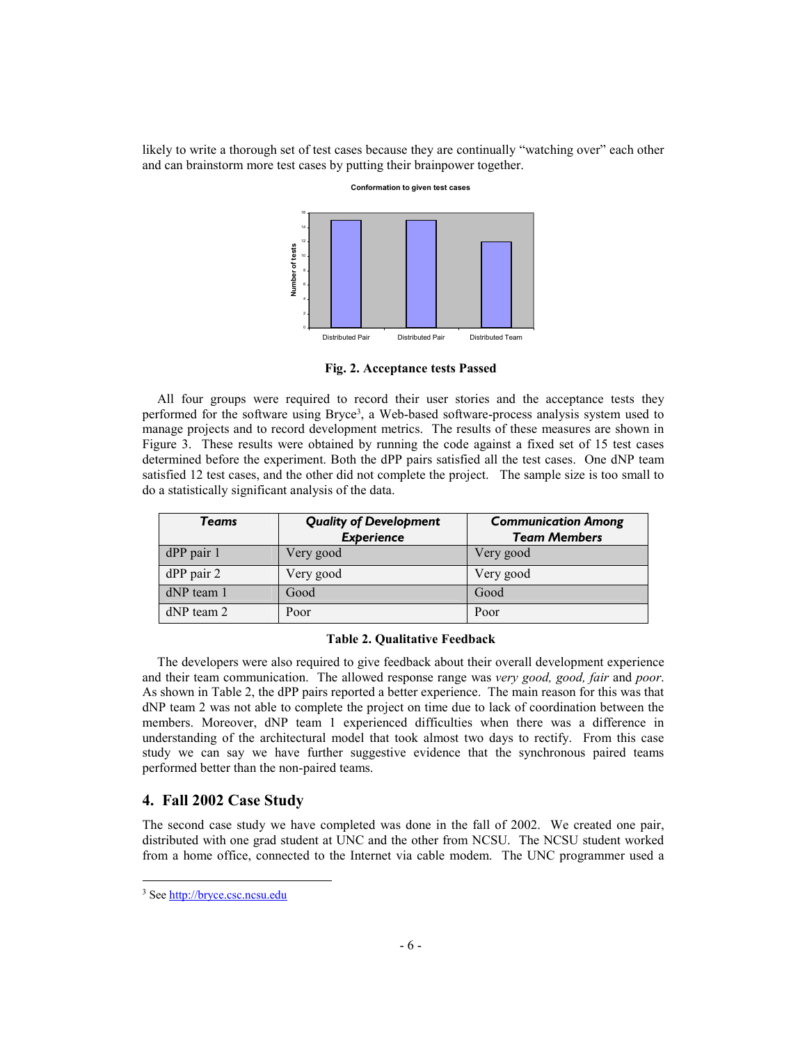likely to write a thorough set of test cases because they are continually "watching over" each other and can brainstorm more test cases by putting their brainpower together.

Fig. 2. Acceptance tests Passed

All four groups were required to record their user stories and the acceptance tests they performed for the software using Bryce[3], a Web-based software-process analysis system used to manage projects and to record development metrics. The results of these measures are shown in Figure 3. These results were obtained by running the code against a fixed set of 15 test cases determined before the experiment. Both the dPP pairs satisfied all the test cases. One dNP team satisfied 12 test cases, and the other did not complete the project. The sample size is too small to do a statistically significant analysis of the data.

| *Teams* | *Quality of Development Experience* | *Communication Among Team Members* |
|---|---|---|
| dPP pair 1 | Very good | Very good |
| dPP pair 2 | Very good | Very good |
| dNP team 1 | Good | Good |
| dNP team 2 | Poor | Poor |

**Table 2. Qualitative Feedback**

The developers were also required to give feedback about their overall development experience and their team communication. The allowed response range was *very good, good, fair* and *poor*. As shown in Table 2, the dPP pairs reported a better experience. The main reason for this was that dNP team 2 was not able to complete the project on time due to lack of coordination between the members. Moreover, dNP team 1 experienced difficulties when there was a difference in understanding of the architectural model that took almost two days to rectify. From this case study we can say we have further suggestive evidence that the synchronous paired teams performed better than the non-paired teams.

## 4. Fall 2002 Case Study

The second case study we have completed was done in the fall of 2002. We created one pair, distributed with one grad student at UNC and the other from NCSU. The NCSU student worked from a home office, connected to the Internet via cable modem. The UNC programmer used a

[3] See http://bryce.csc.ncsu.edu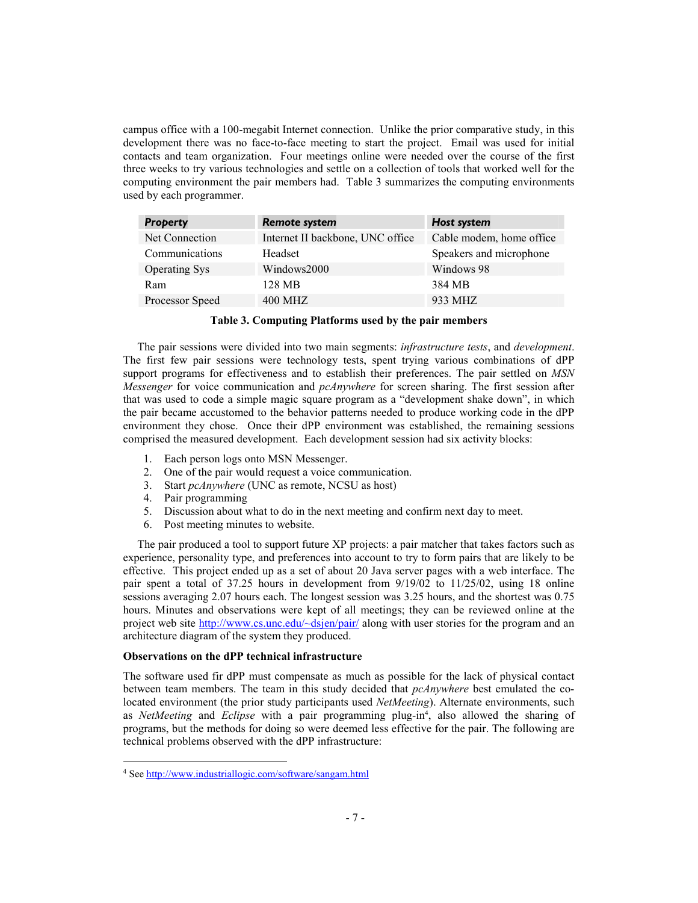campus office with a 100-megabit Internet connection. Unlike the prior comparative study, in this development there was no face-to-face meeting to start the project. Email was used for initial contacts and team organization. Four meetings online were needed over the course of the first three weeks to try various technologies and settle on a collection of tools that worked well for the computing environment the pair members had. Table 3 summarizes the computing environments used by each programmer.

| *Property* | *Remote system* | *Host system* |
|---|---|---|
| Net Connection | Internet II backbone, UNC office | Cable modem, home office |
| Communications | Headset | Speakers and microphone |
| Operating Sys | Windows2000 | Windows 98 |
| Ram | 128 MB | 384 MB |
| Processor Speed | 400 MHZ | 933 MHZ |

**Table 3. Computing Platforms used by the pair members**

The pair sessions were divided into two main segments: *infrastructure tests*, and *development*. The first few pair sessions were technology tests, spent trying various combinations of dPP support programs for effectiveness and to establish their preferences. The pair settled on *MSN Messenger* for voice communication and *pcAnywhere* for screen sharing. The first session after that was used to code a simple magic square program as a "development shake down", in which the pair became accustomed to the behavior patterns needed to produce working code in the dPP environment they chose. Once their dPP environment was established, the remaining sessions comprised the measured development. Each development session had six activity blocks:

1. Each person logs onto MSN Messenger.
2. One of the pair would request a voice communication.
3. Start *pcAnywhere* (UNC as remote, NCSU as host)
4. Pair programming
5. Discussion about what to do in the next meeting and confirm next day to meet.
6. Post meeting minutes to website.

The pair produced a tool to support future XP projects: a pair matcher that takes factors such as experience, personality type, and preferences into account to try to form pairs that are likely to be effective. This project ended up as a set of about 20 Java server pages with a web interface. The pair spent a total of 37.25 hours in development from 9/19/02 to 11/25/02, using 18 online sessions averaging 2.07 hours each. The longest session was 3.25 hours, and the shortest was 0.75 hours. Minutes and observations were kept of all meetings; they can be reviewed online at the project web site http://www.cs.unc.edu/~dsjen/pair/ along with user stories for the program and an architecture diagram of the system they produced.

**Observations on the dPP technical infrastructure**

The software used fir dPP must compensate as much as possible for the lack of physical contact between team members. The team in this study decided that *pcAnywhere* best emulated the co-located environment (the prior study participants used *NetMeeting*). Alternate environments, such as *NetMeeting* and *Eclipse* with a pair programming plug-in[4], also allowed the sharing of programs, but the methods for doing so were deemed less effective for the pair. The following are technical problems observed with the dPP infrastructure:

---

[4] See http://www.industriallogic.com/software/sangam.html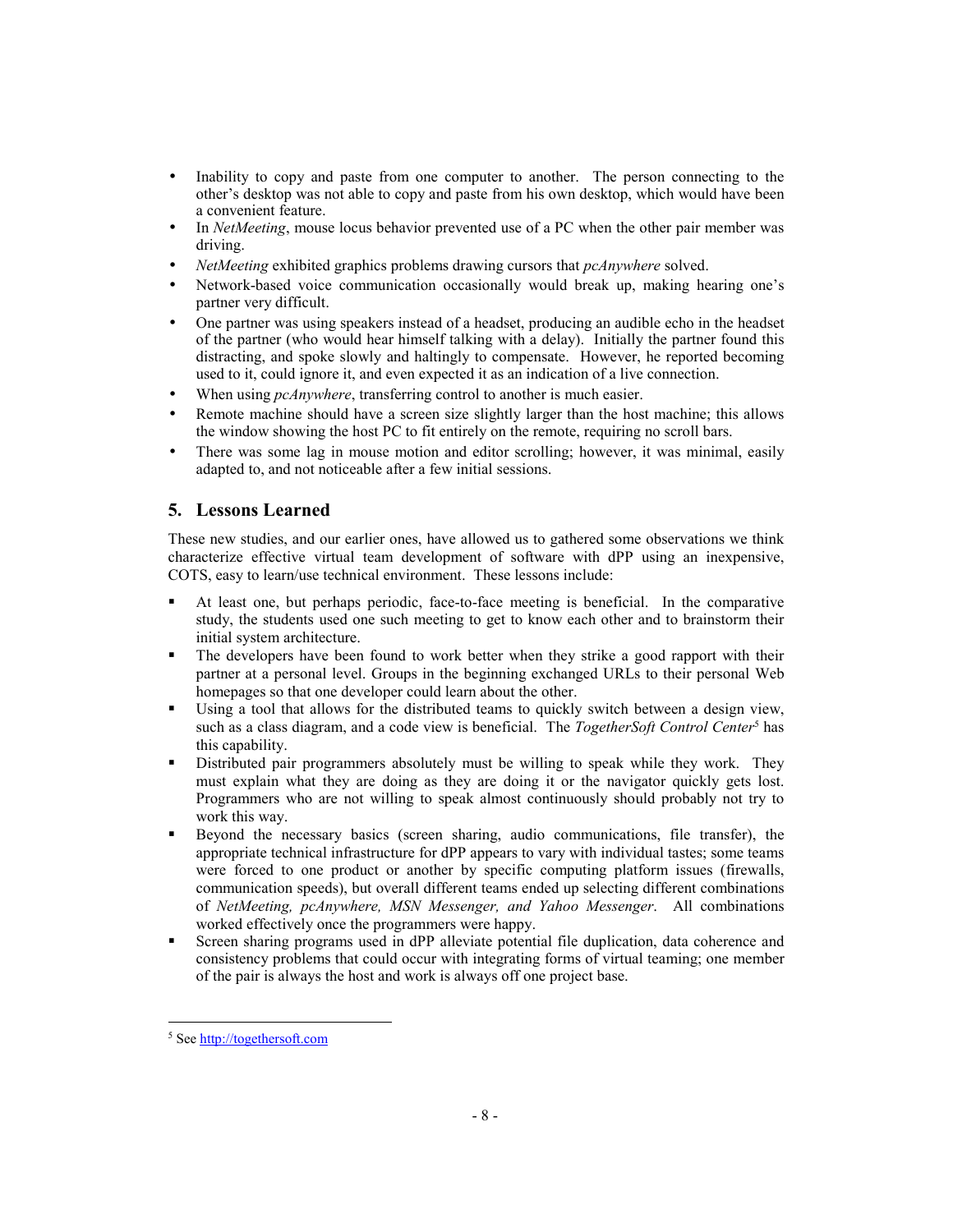- Inability to copy and paste from one computer to another. The person connecting to the other's desktop was not able to copy and paste from his own desktop, which would have been a convenient feature.
- In *NetMeeting*, mouse locus behavior prevented use of a PC when the other pair member was driving.
- *NetMeeting* exhibited graphics problems drawing cursors that *pcAnywhere* solved.
- Network-based voice communication occasionally would break up, making hearing one's partner very difficult.
- One partner was using speakers instead of a headset, producing an audible echo in the headset of the partner (who would hear himself talking with a delay). Initially the partner found this distracting, and spoke slowly and haltingly to compensate. However, he reported becoming used to it, could ignore it, and even expected it as an indication of a live connection.
- When using *pcAnywhere*, transferring control to another is much easier.
- Remote machine should have a screen size slightly larger than the host machine; this allows the window showing the host PC to fit entirely on the remote, requiring no scroll bars.
- There was some lag in mouse motion and editor scrolling; however, it was minimal, easily adapted to, and not noticeable after a few initial sessions.

## 5. Lessons Learned

These new studies, and our earlier ones, have allowed us to gathered some observations we think characterize effective virtual team development of software with dPP using an inexpensive, COTS, easy to learn/use technical environment. These lessons include:

- At least one, but perhaps periodic, face-to-face meeting is beneficial. In the comparative study, the students used one such meeting to get to know each other and to brainstorm their initial system architecture.
- The developers have been found to work better when they strike a good rapport with their partner at a personal level. Groups in the beginning exchanged URLs to their personal Web homepages so that one developer could learn about the other.
- Using a tool that allows for the distributed teams to quickly switch between a design view, such as a class diagram, and a code view is beneficial. The *TogetherSoft Control Center*[5] has this capability.
- Distributed pair programmers absolutely must be willing to speak while they work. They must explain what they are doing as they are doing it or the navigator quickly gets lost. Programmers who are not willing to speak almost continuously should probably not try to work this way.
- Beyond the necessary basics (screen sharing, audio communications, file transfer), the appropriate technical infrastructure for dPP appears to vary with individual tastes; some teams were forced to one product or another by specific computing platform issues (firewalls, communication speeds), but overall different teams ended up selecting different combinations of *NetMeeting, pcAnywhere, MSN Messenger, and Yahoo Messenger*. All combinations worked effectively once the programmers were happy.
- Screen sharing programs used in dPP alleviate potential file duplication, data coherence and consistency problems that could occur with integrating forms of virtual teaming; one member of the pair is always the host and work is always off one project base.

[5] See http://togethersoft.com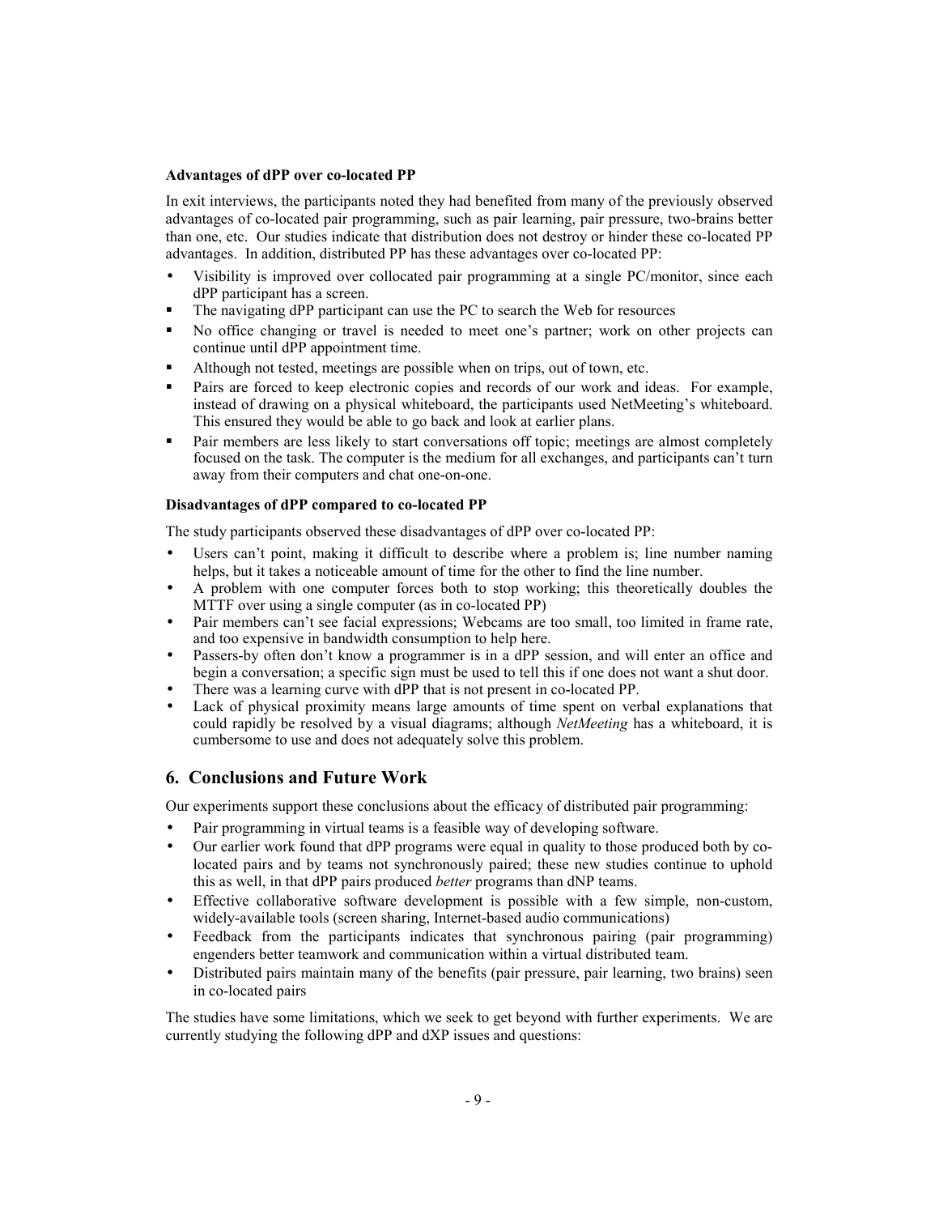**Advantages of dPP over co-located PP**

In exit interviews, the participants noted they had benefited from many of the previously observed advantages of co-located pair programming, such as pair learning, pair pressure, two-brains better than one, etc. Our studies indicate that distribution does not destroy or hinder these co-located PP advantages. In addition, distributed PP has these advantages over co-located PP:

- Visibility is improved over collocated pair programming at a single PC/monitor, since each dPP participant has a screen.
- The navigating dPP participant can use the PC to search the Web for resources
- No office changing or travel is needed to meet one's partner; work on other projects can continue until dPP appointment time.
- Although not tested, meetings are possible when on trips, out of town, etc.
- Pairs are forced to keep electronic copies and records of our work and ideas. For example, instead of drawing on a physical whiteboard, the participants used NetMeeting's whiteboard. This ensured they would be able to go back and look at earlier plans.
- Pair members are less likely to start conversations off topic; meetings are almost completely focused on the task. The computer is the medium for all exchanges, and participants can't turn away from their computers and chat one-on-one.

**Disadvantages of dPP compared to co-located PP**

The study participants observed these disadvantages of dPP over co-located PP:

- Users can't point, making it difficult to describe where a problem is; line number naming helps, but it takes a noticeable amount of time for the other to find the line number.
- A problem with one computer forces both to stop working; this theoretically doubles the MTTF over using a single computer (as in co-located PP)
- Pair members can't see facial expressions; Webcams are too small, too limited in frame rate, and too expensive in bandwidth consumption to help here.
- Passers-by often don't know a programmer is in a dPP session, and will enter an office and begin a conversation; a specific sign must be used to tell this if one does not want a shut door.
- There was a learning curve with dPP that is not present in co-located PP.
- Lack of physical proximity means large amounts of time spent on verbal explanations that could rapidly be resolved by a visual diagrams; although *NetMeeting* has a whiteboard, it is cumbersome to use and does not adequately solve this problem.

## 6. Conclusions and Future Work

Our experiments support these conclusions about the efficacy of distributed pair programming:

- Pair programming in virtual teams is a feasible way of developing software.
- Our earlier work found that dPP programs were equal in quality to those produced both by co-located pairs and by teams not synchronously paired; these new studies continue to uphold this as well, in that dPP pairs produced *better* programs than dNP teams.
- Effective collaborative software development is possible with a few simple, non-custom, widely-available tools (screen sharing, Internet-based audio communications)
- Feedback from the participants indicates that synchronous pairing (pair programming) engenders better teamwork and communication within a virtual distributed team.
- Distributed pairs maintain many of the benefits (pair pressure, pair learning, two brains) seen in co-located pairs

The studies have some limitations, which we seek to get beyond with further experiments. We are currently studying the following dPP and dXP issues and questions: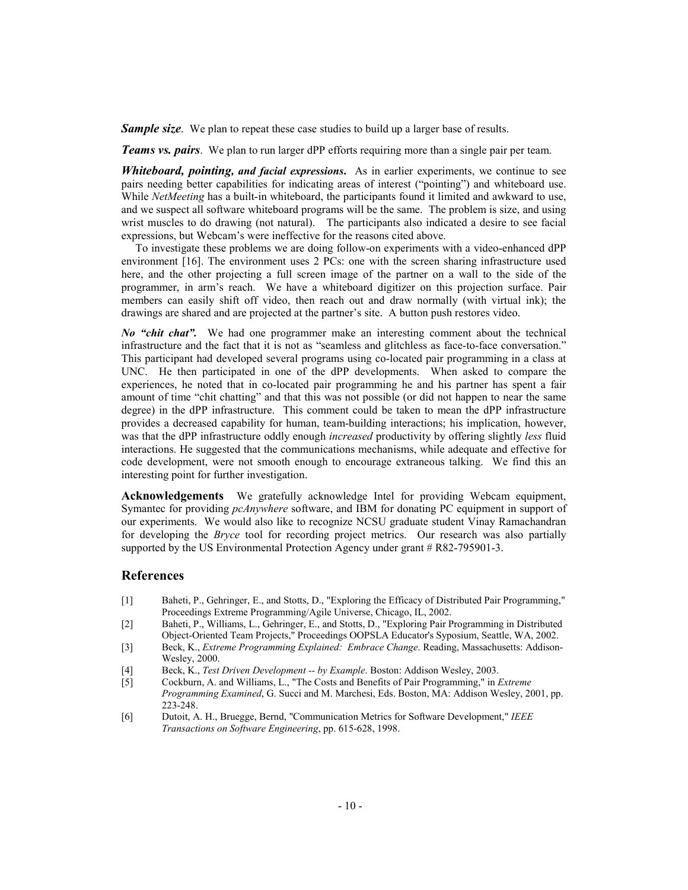***Sample size***. We plan to repeat these case studies to build up a larger base of results.

***Teams vs. pairs***. We plan to run larger dPP efforts requiring more than a single pair per team.

***Whiteboard, pointing, and facial expressions***. As in earlier experiments, we continue to see pairs needing better capabilities for indicating areas of interest ("pointing") and whiteboard use. While *NetMeeting* has a built-in whiteboard, the participants found it limited and awkward to use, and we suspect all software whiteboard programs will be the same. The problem is size, and using wrist muscles to do drawing (not natural). The participants also indicated a desire to see facial expressions, but Webcam's were ineffective for the reasons cited above.

To investigate these problems we are doing follow-on experiments with a video-enhanced dPP environment [16]. The environment uses 2 PCs: one with the screen sharing infrastructure used here, and the other projecting a full screen image of the partner on a wall to the side of the programmer, in arm's reach. We have a whiteboard digitizer on this projection surface. Pair members can easily shift off video, then reach out and draw normally (with virtual ink); the drawings are shared and are projected at the partner's site. A button push restores video.

***No "chit chat".*** We had one programmer make an interesting comment about the technical infrastructure and the fact that it is not as "seamless and glitchless as face-to-face conversation." This participant had developed several programs using co-located pair programming in a class at UNC. He then participated in one of the dPP developments. When asked to compare the experiences, he noted that in co-located pair programming he and his partner has spent a fair amount of time "chit chatting" and that this was not possible (or did not happen to near the same degree) in the dPP infrastructure. This comment could be taken to mean the dPP infrastructure provides a decreased capability for human, team-building interactions; his implication, however, was that the dPP infrastructure oddly enough *increased* productivity by offering slightly *less* fluid interactions. He suggested that the communications mechanisms, while adequate and effective for code development, were not smooth enough to encourage extraneous talking. We find this an interesting point for further investigation.

**Acknowledgements** We gratefully acknowledge Intel for providing Webcam equipment, Symantec for providing *pcAnywhere* software, and IBM for donating PC equipment in support of our experiments. We would also like to recognize NCSU graduate student Vinay Ramachandran for developing the *Bryce* tool for recording project metrics. Our research was also partially supported by the US Environmental Protection Agency under grant # R82-795901-3.

## References

[1] Baheti, P., Gehringer, E., and Stotts, D., "Exploring the Efficacy of Distributed Pair Programming," Proceedings Extreme Programming/Agile Universe, Chicago, IL, 2002.

[2] Baheti, P., Williams, L., Gehringer, E., and Stotts, D., "Exploring Pair Programming in Distributed Object-Oriented Team Projects," Proceedings OOPSLA Educator's Syposium, Seattle, WA, 2002.

[3] Beck, K., *Extreme Programming Explained: Embrace Change*. Reading, Massachusetts: Addison-Wesley, 2000.

[4] Beck, K., *Test Driven Development -- by Example*. Boston: Addison Wesley, 2003.

[5] Cockburn, A. and Williams, L., "The Costs and Benefits of Pair Programming," in *Extreme Programming Examined*, G. Succi and M. Marchesi, Eds. Boston, MA: Addison Wesley, 2001, pp. 223-248.

[6] Dutoit, A. H., Bruegge, Bernd, "Communication Metrics for Software Development," *IEEE Transactions on Software Engineering*, pp. 615-628, 1998.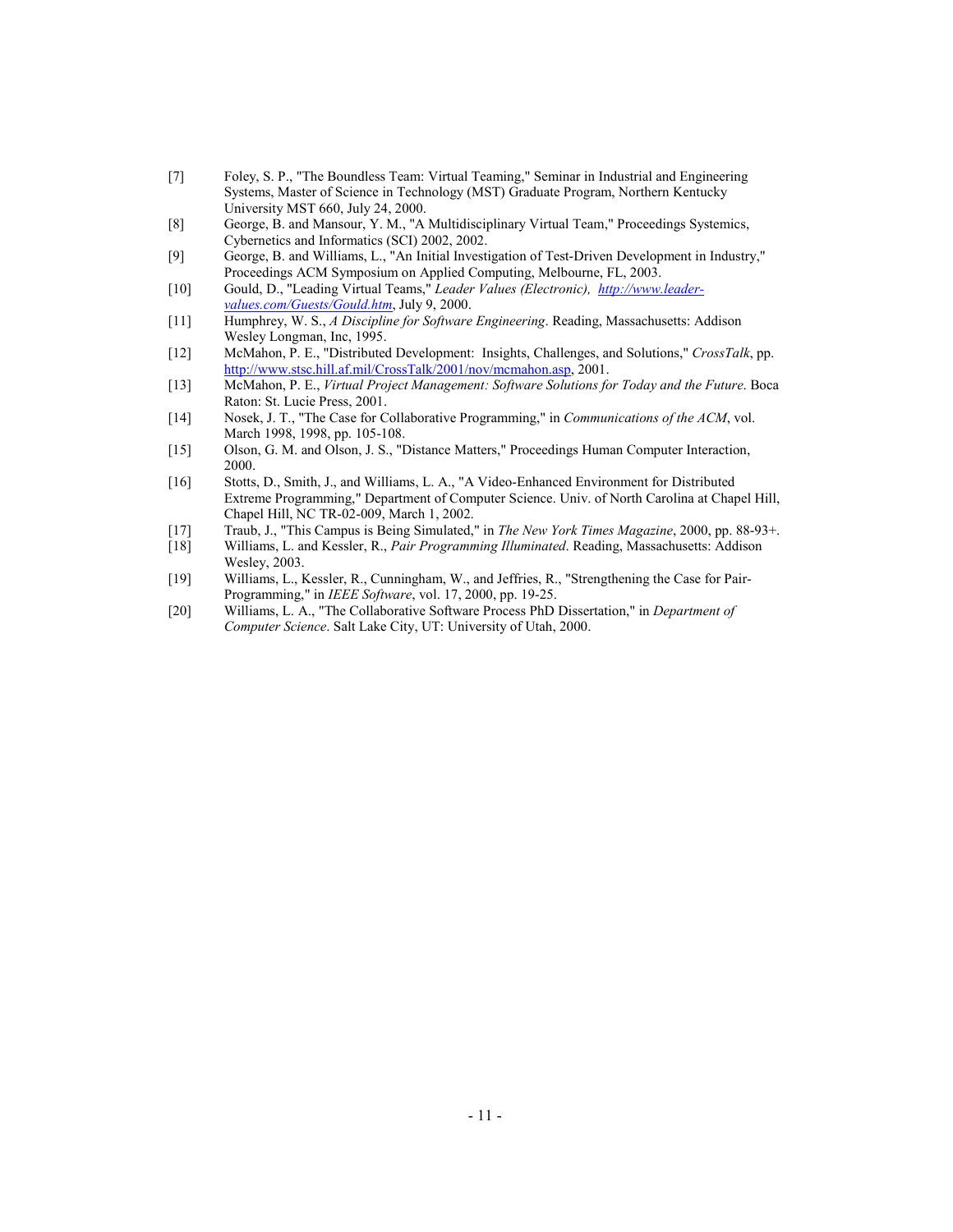[7] Foley, S. P., "The Boundless Team: Virtual Teaming," Seminar in Industrial and Engineering Systems, Master of Science in Technology (MST) Graduate Program, Northern Kentucky University MST 660, July 24, 2000.

[8] George, B. and Mansour, Y. M., "A Multidisciplinary Virtual Team," Proceedings Systemics, Cybernetics and Informatics (SCI) 2002, 2002.

[9] George, B. and Williams, L., "An Initial Investigation of Test-Driven Development in Industry," Proceedings ACM Symposium on Applied Computing, Melbourne, FL, 2003.

[10] Gould, D., "Leading Virtual Teams," *Leader Values (Electronic), http://www.leader-values.com/Guests/Gould.htm*, July 9, 2000.

[11] Humphrey, W. S., *A Discipline for Software Engineering*. Reading, Massachusetts: Addison Wesley Longman, Inc, 1995.

[12] McMahon, P. E., "Distributed Development: Insights, Challenges, and Solutions," *CrossTalk*, pp. http://www.stsc.hill.af.mil/CrossTalk/2001/nov/mcmahon.asp, 2001.

[13] McMahon, P. E., *Virtual Project Management: Software Solutions for Today and the Future*. Boca Raton: St. Lucie Press, 2001.

[14] Nosek, J. T., "The Case for Collaborative Programming," in *Communications of the ACM*, vol. March 1998, 1998, pp. 105-108.

[15] Olson, G. M. and Olson, J. S., "Distance Matters," Proceedings Human Computer Interaction, 2000.

[16] Stotts, D., Smith, J., and Williams, L. A., "A Video-Enhanced Environment for Distributed Extreme Programming," Department of Computer Science. Univ. of North Carolina at Chapel Hill, Chapel Hill, NC TR-02-009, March 1, 2002.

[17] Traub, J., "This Campus is Being Simulated," in *The New York Times Magazine*, 2000, pp. 88-93+.

[18] Williams, L. and Kessler, R., *Pair Programming Illuminated*. Reading, Massachusetts: Addison Wesley, 2003.

[19] Williams, L., Kessler, R., Cunningham, W., and Jeffries, R., "Strengthening the Case for Pair-Programming," in *IEEE Software*, vol. 17, 2000, pp. 19-25.

[20] Williams, L. A., "The Collaborative Software Process PhD Dissertation," in *Department of Computer Science*. Salt Lake City, UT: University of Utah, 2000.